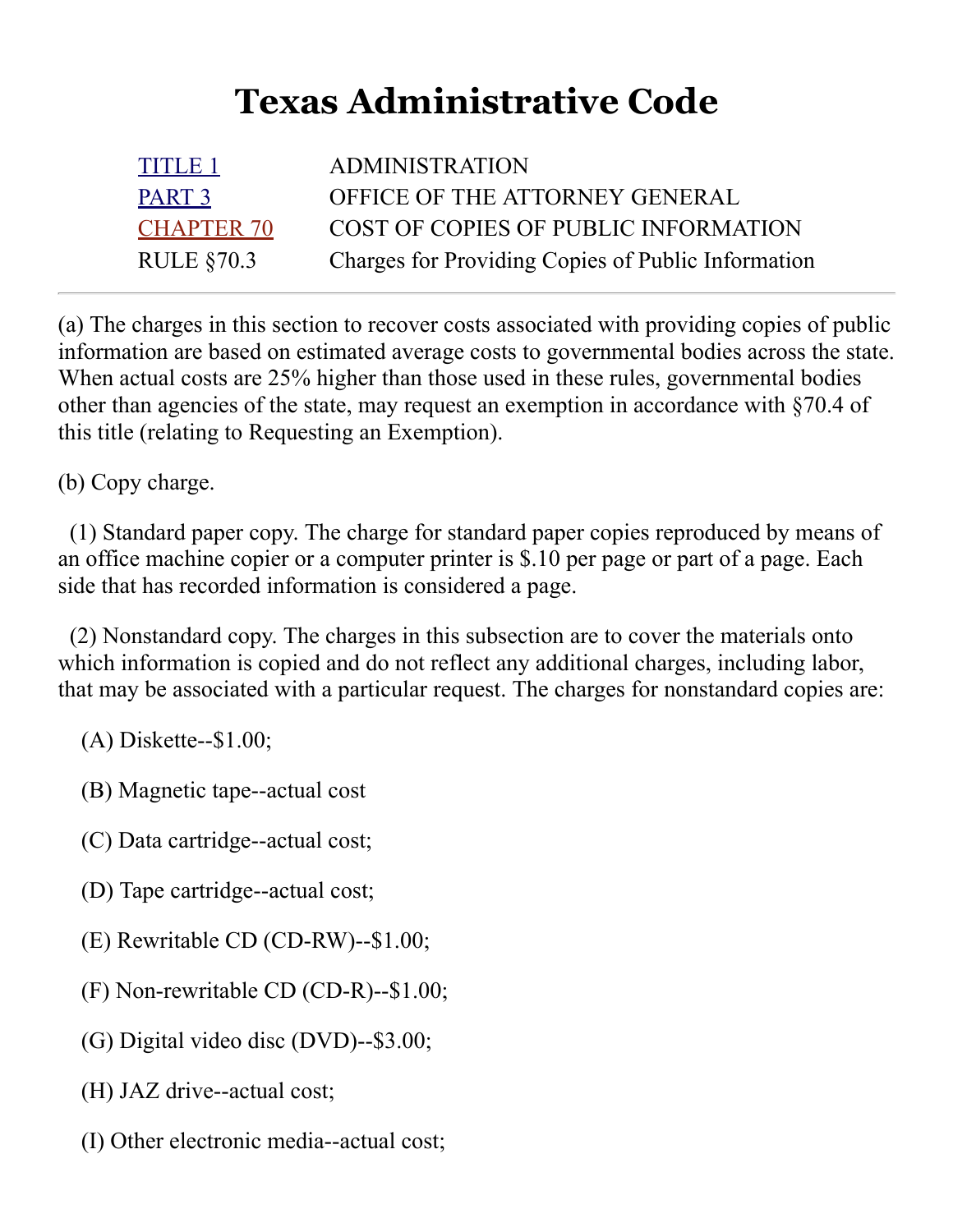# Texas Administrative Code

| | |
|---|---|
| TITLE 1 | ADMINISTRATION |
| PART 3 | OFFICE OF THE ATTORNEY GENERAL |
| CHAPTER 70 | COST OF COPIES OF PUBLIC INFORMATION |
| RULE §70.3 | Charges for Providing Copies of Public Information |

---

(a) The charges in this section to recover costs associated with providing copies of public information are based on estimated average costs to governmental bodies across the state. When actual costs are 25% higher than those used in these rules, governmental bodies other than agencies of the state, may request an exemption in accordance with §70.4 of this title (relating to Requesting an Exemption).

(b) Copy charge.

(1) Standard paper copy. The charge for standard paper copies reproduced by means of an office machine copier or a computer printer is $.10 per page or part of a page. Each side that has recorded information is considered a page.

(2) Nonstandard copy. The charges in this subsection are to cover the materials onto which information is copied and do not reflect any additional charges, including labor, that may be associated with a particular request. The charges for nonstandard copies are:

(A) Diskette--$1.00;

(B) Magnetic tape--actual cost

(C) Data cartridge--actual cost;

(D) Tape cartridge--actual cost;

(E) Rewritable CD (CD-RW)--$1.00;

(F) Non-rewritable CD (CD-R)--$1.00;

(G) Digital video disc (DVD)--$3.00;

(H) JAZ drive--actual cost;

(I) Other electronic media--actual cost;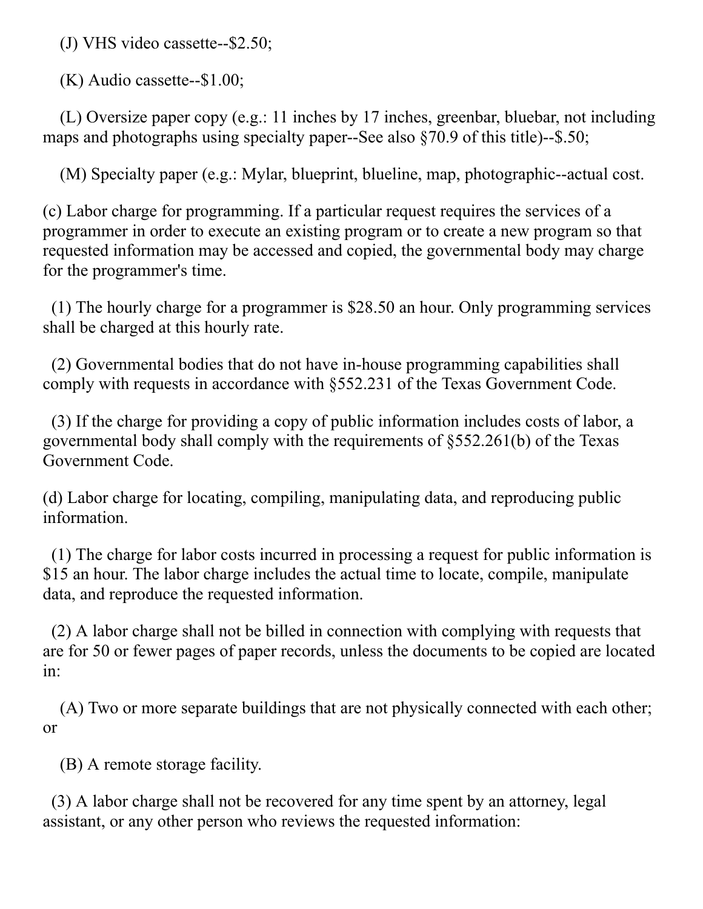(J) VHS video cassette--$2.50;

(K) Audio cassette--$1.00;

(L) Oversize paper copy (e.g.: 11 inches by 17 inches, greenbar, bluebar, not including maps and photographs using specialty paper--See also §70.9 of this title)--$.50;

(M) Specialty paper (e.g.: Mylar, blueprint, blueline, map, photographic--actual cost.

(c) Labor charge for programming. If a particular request requires the services of a programmer in order to execute an existing program or to create a new program so that requested information may be accessed and copied, the governmental body may charge for the programmer's time.

(1) The hourly charge for a programmer is $28.50 an hour. Only programming services shall be charged at this hourly rate.

(2) Governmental bodies that do not have in-house programming capabilities shall comply with requests in accordance with §552.231 of the Texas Government Code.

(3) If the charge for providing a copy of public information includes costs of labor, a governmental body shall comply with the requirements of §552.261(b) of the Texas Government Code.

(d) Labor charge for locating, compiling, manipulating data, and reproducing public information.

(1) The charge for labor costs incurred in processing a request for public information is $15 an hour. The labor charge includes the actual time to locate, compile, manipulate data, and reproduce the requested information.

(2) A labor charge shall not be billed in connection with complying with requests that are for 50 or fewer pages of paper records, unless the documents to be copied are located in:

(A) Two or more separate buildings that are not physically connected with each other; or

(B) A remote storage facility.

(3) A labor charge shall not be recovered for any time spent by an attorney, legal assistant, or any other person who reviews the requested information: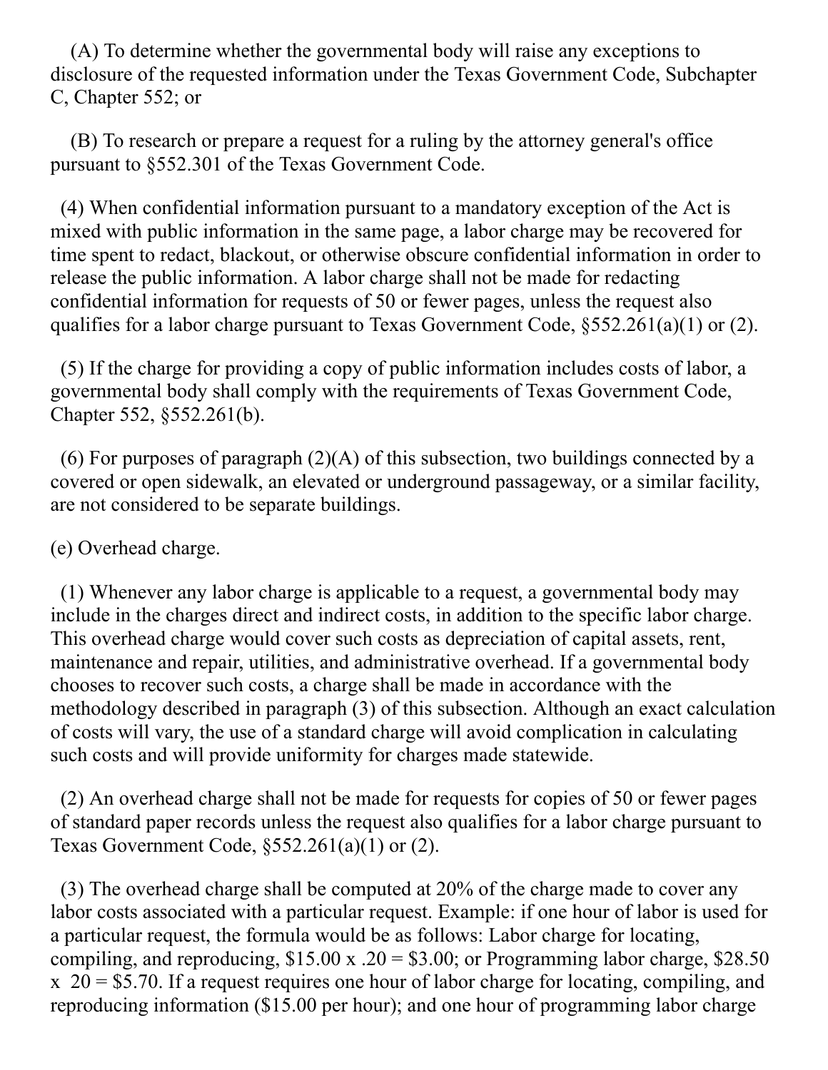(A) To determine whether the governmental body will raise any exceptions to disclosure of the requested information under the Texas Government Code, Subchapter C, Chapter 552; or

(B) To research or prepare a request for a ruling by the attorney general's office pursuant to §552.301 of the Texas Government Code.

(4) When confidential information pursuant to a mandatory exception of the Act is mixed with public information in the same page, a labor charge may be recovered for time spent to redact, blackout, or otherwise obscure confidential information in order to release the public information. A labor charge shall not be made for redacting confidential information for requests of 50 or fewer pages, unless the request also qualifies for a labor charge pursuant to Texas Government Code, §552.261(a)(1) or (2).

(5) If the charge for providing a copy of public information includes costs of labor, a governmental body shall comply with the requirements of Texas Government Code, Chapter 552, §552.261(b).

(6) For purposes of paragraph (2)(A) of this subsection, two buildings connected by a covered or open sidewalk, an elevated or underground passageway, or a similar facility, are not considered to be separate buildings.

(e) Overhead charge.

(1) Whenever any labor charge is applicable to a request, a governmental body may include in the charges direct and indirect costs, in addition to the specific labor charge. This overhead charge would cover such costs as depreciation of capital assets, rent, maintenance and repair, utilities, and administrative overhead. If a governmental body chooses to recover such costs, a charge shall be made in accordance with the methodology described in paragraph (3) of this subsection. Although an exact calculation of costs will vary, the use of a standard charge will avoid complication in calculating such costs and will provide uniformity for charges made statewide.

(2) An overhead charge shall not be made for requests for copies of 50 or fewer pages of standard paper records unless the request also qualifies for a labor charge pursuant to Texas Government Code, §552.261(a)(1) or (2).

(3) The overhead charge shall be computed at 20% of the charge made to cover any labor costs associated with a particular request. Example: if one hour of labor is used for a particular request, the formula would be as follows: Labor charge for locating, compiling, and reproducing, $15.00 x .20 = $3.00; or Programming labor charge, $28.50 x 20 = $5.70. If a request requires one hour of labor charge for locating, compiling, and reproducing information ($15.00 per hour); and one hour of programming labor charge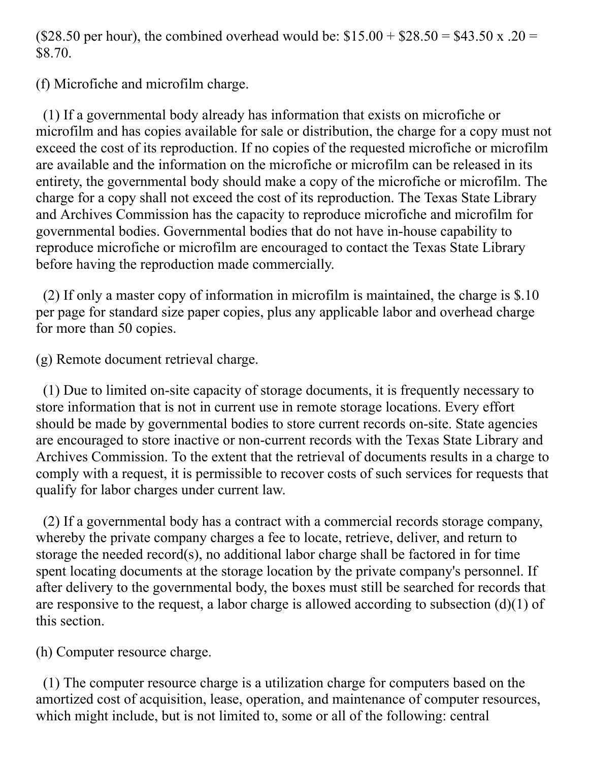($28.50 per hour), the combined overhead would be: $15.00 + $28.50 = $43.50 x .20 = $8.70.

(f) Microfiche and microfilm charge.

(1) If a governmental body already has information that exists on microfiche or microfilm and has copies available for sale or distribution, the charge for a copy must not exceed the cost of its reproduction. If no copies of the requested microfiche or microfilm are available and the information on the microfiche or microfilm can be released in its entirety, the governmental body should make a copy of the microfiche or microfilm. The charge for a copy shall not exceed the cost of its reproduction. The Texas State Library and Archives Commission has the capacity to reproduce microfiche and microfilm for governmental bodies. Governmental bodies that do not have in-house capability to reproduce microfiche or microfilm are encouraged to contact the Texas State Library before having the reproduction made commercially.

(2) If only a master copy of information in microfilm is maintained, the charge is $.10 per page for standard size paper copies, plus any applicable labor and overhead charge for more than 50 copies.

(g) Remote document retrieval charge.

(1) Due to limited on-site capacity of storage documents, it is frequently necessary to store information that is not in current use in remote storage locations. Every effort should be made by governmental bodies to store current records on-site. State agencies are encouraged to store inactive or non-current records with the Texas State Library and Archives Commission. To the extent that the retrieval of documents results in a charge to comply with a request, it is permissible to recover costs of such services for requests that qualify for labor charges under current law.

(2) If a governmental body has a contract with a commercial records storage company, whereby the private company charges a fee to locate, retrieve, deliver, and return to storage the needed record(s), no additional labor charge shall be factored in for time spent locating documents at the storage location by the private company's personnel. If after delivery to the governmental body, the boxes must still be searched for records that are responsive to the request, a labor charge is allowed according to subsection (d)(1) of this section.

(h) Computer resource charge.

(1) The computer resource charge is a utilization charge for computers based on the amortized cost of acquisition, lease, operation, and maintenance of computer resources, which might include, but is not limited to, some or all of the following: central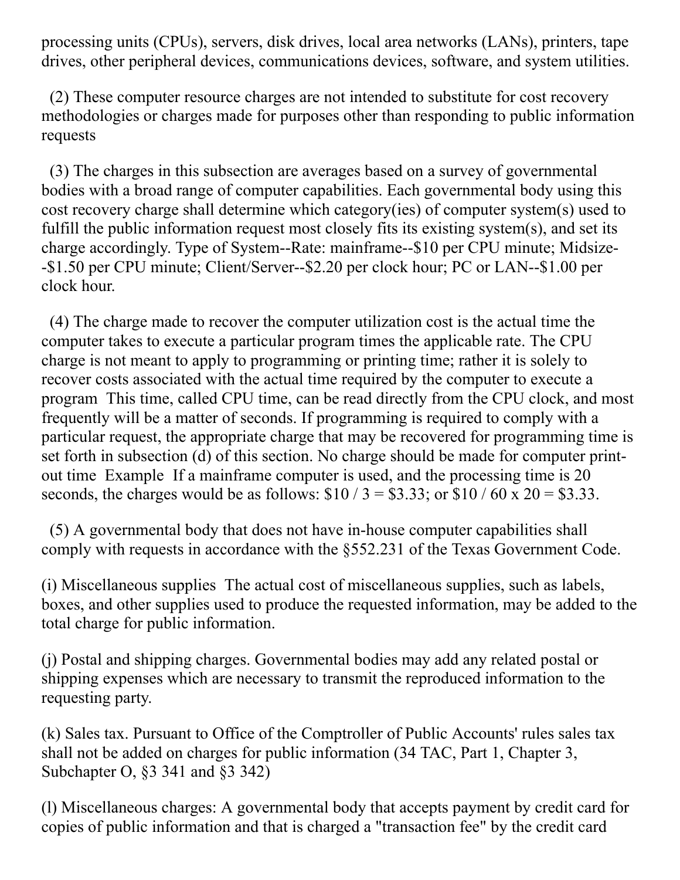processing units (CPUs), servers, disk drives, local area networks (LANs), printers, tape drives, other peripheral devices, communications devices, software, and system utilities.

(2) These computer resource charges are not intended to substitute for cost recovery methodologies or charges made for purposes other than responding to public information requests

(3) The charges in this subsection are averages based on a survey of governmental bodies with a broad range of computer capabilities. Each governmental body using this cost recovery charge shall determine which category(ies) of computer system(s) used to fulfill the public information request most closely fits its existing system(s), and set its charge accordingly. Type of System--Rate: mainframe--$10 per CPU minute; Midsize--$1.50 per CPU minute; Client/Server--$2.20 per clock hour; PC or LAN--$1.00 per clock hour.

(4) The charge made to recover the computer utilization cost is the actual time the computer takes to execute a particular program times the applicable rate. The CPU charge is not meant to apply to programming or printing time; rather it is solely to recover costs associated with the actual time required by the computer to execute a program This time, called CPU time, can be read directly from the CPU clock, and most frequently will be a matter of seconds. If programming is required to comply with a particular request, the appropriate charge that may be recovered for programming time is set forth in subsection (d) of this section. No charge should be made for computer print-out time Example If a mainframe computer is used, and the processing time is 20 seconds, the charges would be as follows: $10 / 3 = $3.33; or $10 / 60 x 20 = $3.33.

(5) A governmental body that does not have in-house computer capabilities shall comply with requests in accordance with the §552.231 of the Texas Government Code.

(i) Miscellaneous supplies The actual cost of miscellaneous supplies, such as labels, boxes, and other supplies used to produce the requested information, may be added to the total charge for public information.

(j) Postal and shipping charges. Governmental bodies may add any related postal or shipping expenses which are necessary to transmit the reproduced information to the requesting party.

(k) Sales tax. Pursuant to Office of the Comptroller of Public Accounts' rules sales tax shall not be added on charges for public information (34 TAC, Part 1, Chapter 3, Subchapter O, §3 341 and §3 342)

(l) Miscellaneous charges: A governmental body that accepts payment by credit card for copies of public information and that is charged a "transaction fee" by the credit card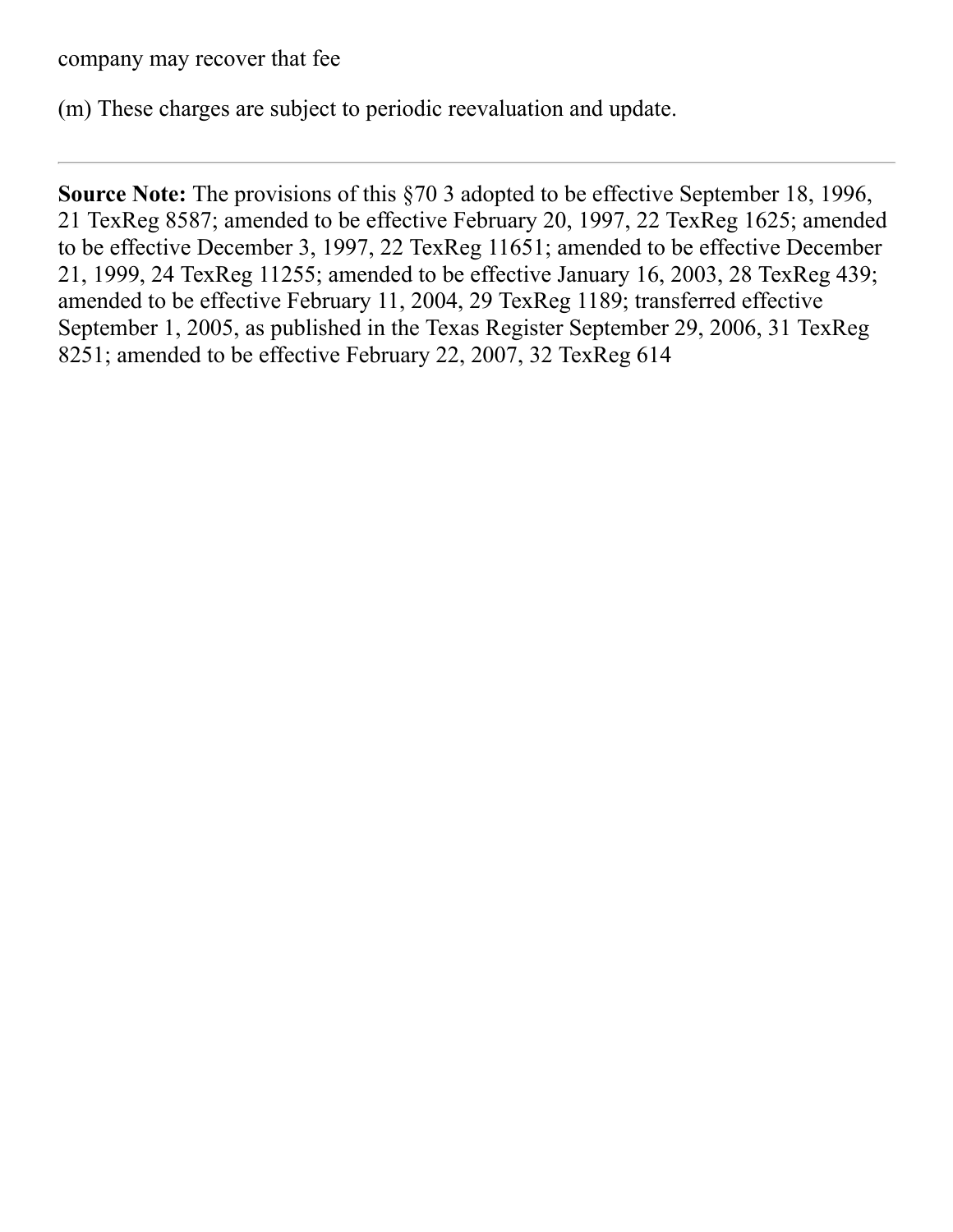company may recover that fee

(m) These charges are subject to periodic reevaluation and update.

---

**Source Note:** The provisions of this §70 3 adopted to be effective September 18, 1996, 21 TexReg 8587; amended to be effective February 20, 1997, 22 TexReg 1625; amended to be effective December 3, 1997, 22 TexReg 11651; amended to be effective December 21, 1999, 24 TexReg 11255; amended to be effective January 16, 2003, 28 TexReg 439; amended to be effective February 11, 2004, 29 TexReg 1189; transferred effective September 1, 2005, as published in the Texas Register September 29, 2006, 31 TexReg 8251; amended to be effective February 22, 2007, 32 TexReg 614